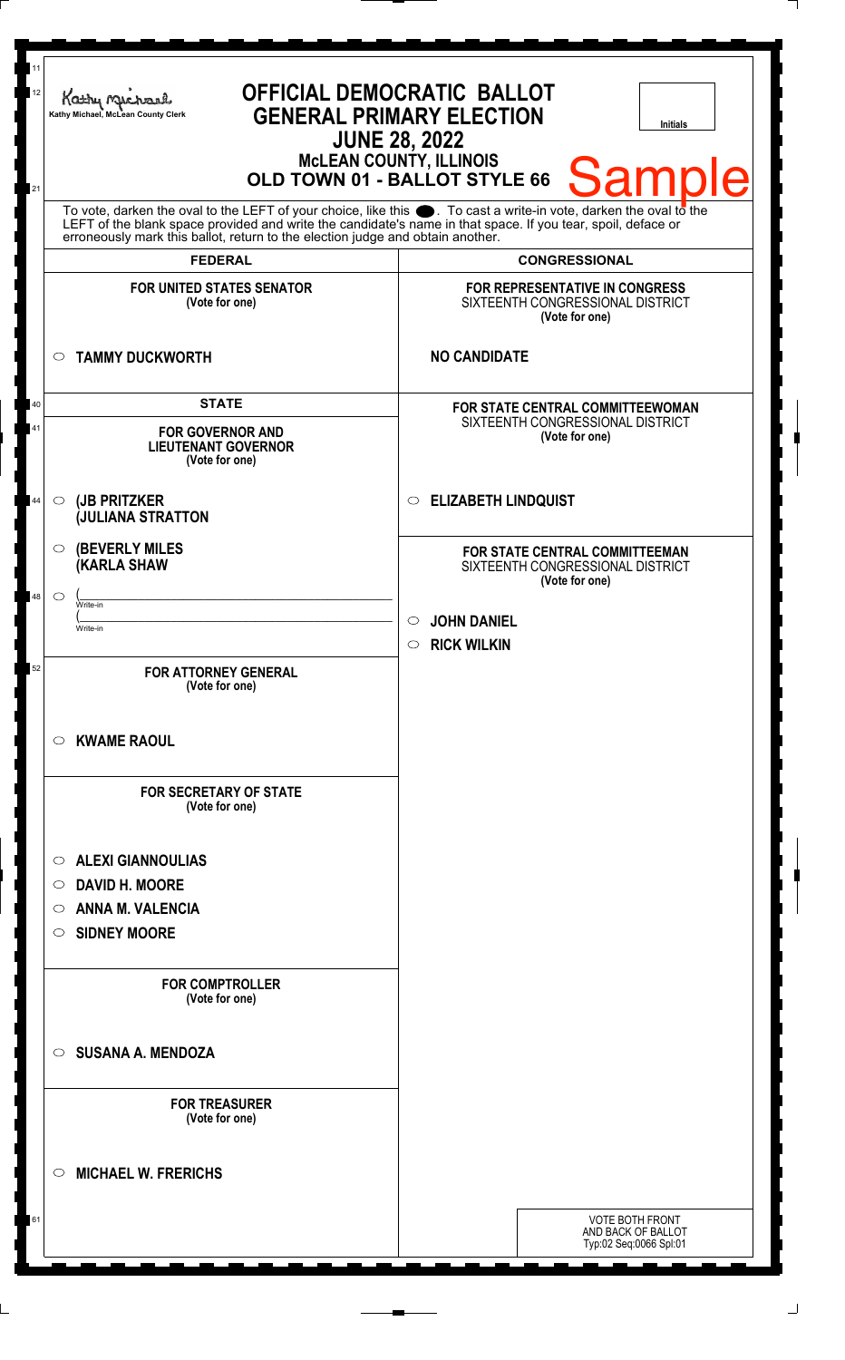Kathy Michael, McLean County Clerk

# OFFICIAL DEMOCRATIC BALLOT
## GENERAL PRIMARY ELECTION
### JUNE 28, 2022
### McLEAN COUNTY, ILLINOIS
### OLD TOWN 01 - BALLOT STYLE 66

Initials

Sample

To vote, darken the oval to the LEFT of your choice, like this ●. To cast a write-in vote, darken the oval to the LEFT of the blank space provided and write the candidate's name in that space. If you tear, spoil, deface or erroneously mark this ballot, return to the election judge and obtain another.

## FEDERAL

**FOR UNITED STATES SENATOR**
(Vote for one)

- ○ **TAMMY DUCKWORTH**

## STATE

**FOR GOVERNOR AND LIEUTENANT GOVERNOR**
(Vote for one)

- ○ **(JB PRITZKER**
  **(JULIANA STRATTON**
- ○ **(BEVERLY MILES**
  **(KARLA SHAW**
- ○ (\_\_\_\_\_\_\_\_\_\_ Write-in
  (\_\_\_\_\_\_\_\_\_\_ Write-in

**FOR ATTORNEY GENERAL**
(Vote for one)

- ○ **KWAME RAOUL**

**FOR SECRETARY OF STATE**
(Vote for one)

- ○ **ALEXI GIANNOULIAS**
- ○ **DAVID H. MOORE**
- ○ **ANNA M. VALENCIA**
- ○ **SIDNEY MOORE**

**FOR COMPTROLLER**
(Vote for one)

- ○ **SUSANA A. MENDOZA**

**FOR TREASURER**
(Vote for one)

- ○ **MICHAEL W. FRERICHS**

## CONGRESSIONAL

**FOR REPRESENTATIVE IN CONGRESS**
SIXTEENTH CONGRESSIONAL DISTRICT
(Vote for one)

**NO CANDIDATE**

**FOR STATE CENTRAL COMMITTEEWOMAN**
SIXTEENTH CONGRESSIONAL DISTRICT
(Vote for one)

- ○ **ELIZABETH LINDQUIST**

**FOR STATE CENTRAL COMMITTEEMAN**
SIXTEENTH CONGRESSIONAL DISTRICT
(Vote for one)

- ○ **JOHN DANIEL**
- ○ **RICK WILKIN**

VOTE BOTH FRONT AND BACK OF BALLOT
Typ:02 Seq:0066 Spl:01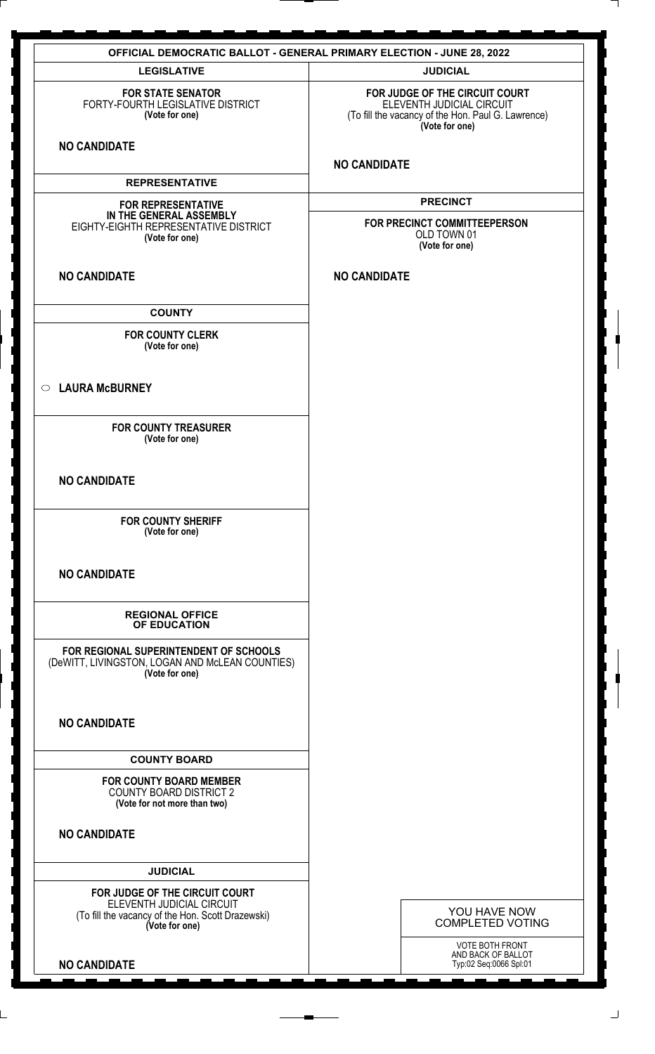## OFFICIAL DEMOCRATIC BALLOT - GENERAL PRIMARY ELECTION - JUNE 28, 2022

### LEGISLATIVE

**FOR STATE SENATOR**
FORTY-FOURTH LEGISLATIVE DISTRICT
**(Vote for one)**

**NO CANDIDATE**

### REPRESENTATIVE

**FOR REPRESENTATIVE IN THE GENERAL ASSEMBLY**
EIGHTY-EIGHTH REPRESENTATIVE DISTRICT
**(Vote for one)**

**NO CANDIDATE**

### COUNTY

**FOR COUNTY CLERK**
**(Vote for one)**

○ **LAURA McBURNEY**

**FOR COUNTY TREASURER**
**(Vote for one)**

**NO CANDIDATE**

**FOR COUNTY SHERIFF**
**(Vote for one)**

**NO CANDIDATE**

### REGIONAL OFFICE OF EDUCATION

**FOR REGIONAL SUPERINTENDENT OF SCHOOLS**
(DeWITT, LIVINGSTON, LOGAN AND McLEAN COUNTIES)
**(Vote for one)**

**NO CANDIDATE**

### COUNTY BOARD

**FOR COUNTY BOARD MEMBER**
COUNTY BOARD DISTRICT 2
**(Vote for not more than two)**

**NO CANDIDATE**

### JUDICIAL

**FOR JUDGE OF THE CIRCUIT COURT**
ELEVENTH JUDICIAL CIRCUIT
(To fill the vacancy of the Hon. Scott Drazewski)
**(Vote for one)**

**NO CANDIDATE**

### JUDICIAL

**FOR JUDGE OF THE CIRCUIT COURT**
ELEVENTH JUDICIAL CIRCUIT
(To fill the vacancy of the Hon. Paul G. Lawrence)
**(Vote for one)**

**NO CANDIDATE**

### PRECINCT

**FOR PRECINCT COMMITTEEPERSON**
OLD TOWN 01
**(Vote for one)**

**NO CANDIDATE**

YOU HAVE NOW COMPLETED VOTING

VOTE BOTH FRONT AND BACK OF BALLOT
Typ:02 Seq:0066 Spl:01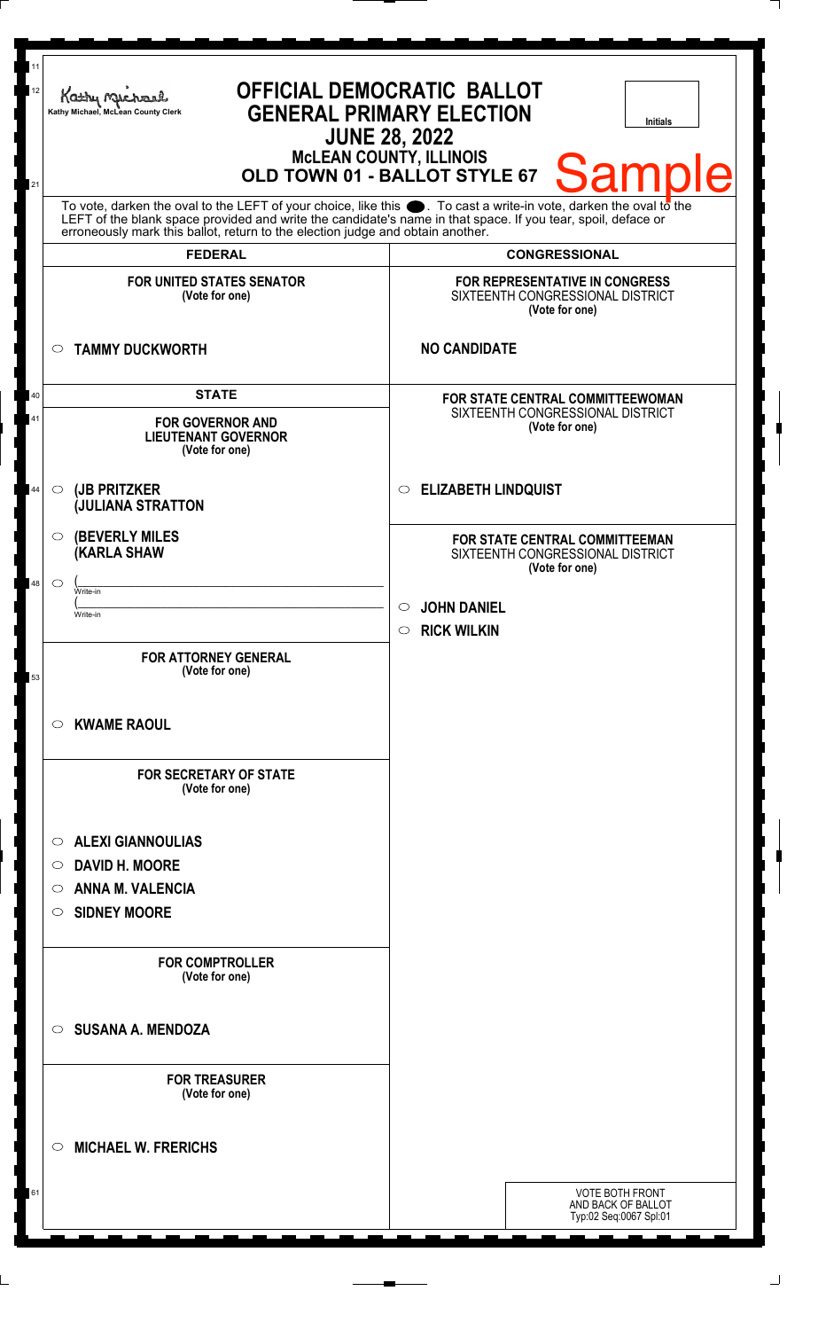Kathy Michael, McLean County Clerk

# OFFICIAL DEMOCRATIC BALLOT
# GENERAL PRIMARY ELECTION
## JUNE 28, 2022
### McLEAN COUNTY, ILLINOIS
### OLD TOWN 01 - BALLOT STYLE 67

Initials

**Sample**

To vote, darken the oval to the LEFT of your choice, like this ●. To cast a write-in vote, darken the oval to the LEFT of the blank space provided and write the candidate's name in that space. If you tear, spoil, deface or erroneously mark this ballot, return to the election judge and obtain another.

## FEDERAL

**FOR UNITED STATES SENATOR**
(Vote for one)

○ **TAMMY DUCKWORTH**

## STATE

**FOR GOVERNOR AND LIEUTENANT GOVERNOR**
(Vote for one)

○ **(JB PRITZKER**
**(JULIANA STRATTON**

○ **(BEVERLY MILES**
**(KARLA SHAW**

○ (\_\_\_\_\_\_\_\_\_\_\_\_\_\_\_\_
Write-in
(\_\_\_\_\_\_\_\_\_\_\_\_\_\_\_\_
Write-in

**FOR ATTORNEY GENERAL**
(Vote for one)

○ **KWAME RAOUL**

**FOR SECRETARY OF STATE**
(Vote for one)

○ **ALEXI GIANNOULIAS**
○ **DAVID H. MOORE**
○ **ANNA M. VALENCIA**
○ **SIDNEY MOORE**

**FOR COMPTROLLER**
(Vote for one)

○ **SUSANA A. MENDOZA**

**FOR TREASURER**
(Vote for one)

○ **MICHAEL W. FRERICHS**

## CONGRESSIONAL

**FOR REPRESENTATIVE IN CONGRESS**
SIXTEENTH CONGRESSIONAL DISTRICT
(Vote for one)

**NO CANDIDATE**

**FOR STATE CENTRAL COMMITTEEWOMAN**
SIXTEENTH CONGRESSIONAL DISTRICT
(Vote for one)

○ **ELIZABETH LINDQUIST**

**FOR STATE CENTRAL COMMITTEEMAN**
SIXTEENTH CONGRESSIONAL DISTRICT
(Vote for one)

○ **JOHN DANIEL**
○ **RICK WILKIN**

VOTE BOTH FRONT AND BACK OF BALLOT
Typ:02 Seq:0067 Spl:01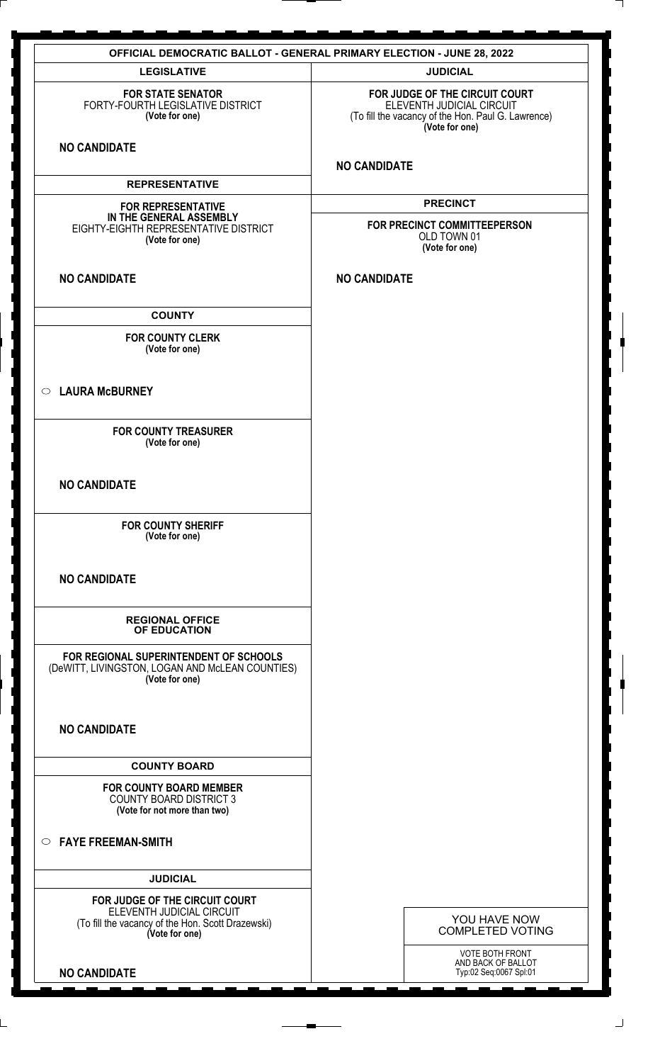## OFFICIAL DEMOCRATIC BALLOT - GENERAL PRIMARY ELECTION - JUNE 28, 2022

### LEGISLATIVE

**FOR STATE SENATOR**
FORTY-FOURTH LEGISLATIVE DISTRICT
**(Vote for one)**

**NO CANDIDATE**

### REPRESENTATIVE

**FOR REPRESENTATIVE IN THE GENERAL ASSEMBLY**
EIGHTY-EIGHTH REPRESENTATIVE DISTRICT
**(Vote for one)**

**NO CANDIDATE**

### COUNTY

**FOR COUNTY CLERK**
**(Vote for one)**

○ **LAURA McBURNEY**

**FOR COUNTY TREASURER**
**(Vote for one)**

**NO CANDIDATE**

**FOR COUNTY SHERIFF**
**(Vote for one)**

**NO CANDIDATE**

### REGIONAL OFFICE OF EDUCATION

**FOR REGIONAL SUPERINTENDENT OF SCHOOLS**
(DeWITT, LIVINGSTON, LOGAN AND McLEAN COUNTIES)
**(Vote for one)**

**NO CANDIDATE**

### COUNTY BOARD

**FOR COUNTY BOARD MEMBER**
COUNTY BOARD DISTRICT 3
**(Vote for not more than two)**

○ **FAYE FREEMAN-SMITH**

### JUDICIAL

**FOR JUDGE OF THE CIRCUIT COURT**
ELEVENTH JUDICIAL CIRCUIT
(To fill the vacancy of the Hon. Scott Drazewski)
**(Vote for one)**

**NO CANDIDATE**

### JUDICIAL

**FOR JUDGE OF THE CIRCUIT COURT**
ELEVENTH JUDICIAL CIRCUIT
(To fill the vacancy of the Hon. Paul G. Lawrence)
**(Vote for one)**

**NO CANDIDATE**

### PRECINCT

**FOR PRECINCT COMMITTEEPERSON**
OLD TOWN 01
**(Vote for one)**

**NO CANDIDATE**

YOU HAVE NOW COMPLETED VOTING

VOTE BOTH FRONT AND BACK OF BALLOT
Typ:02 Seq:0067 Spl:01